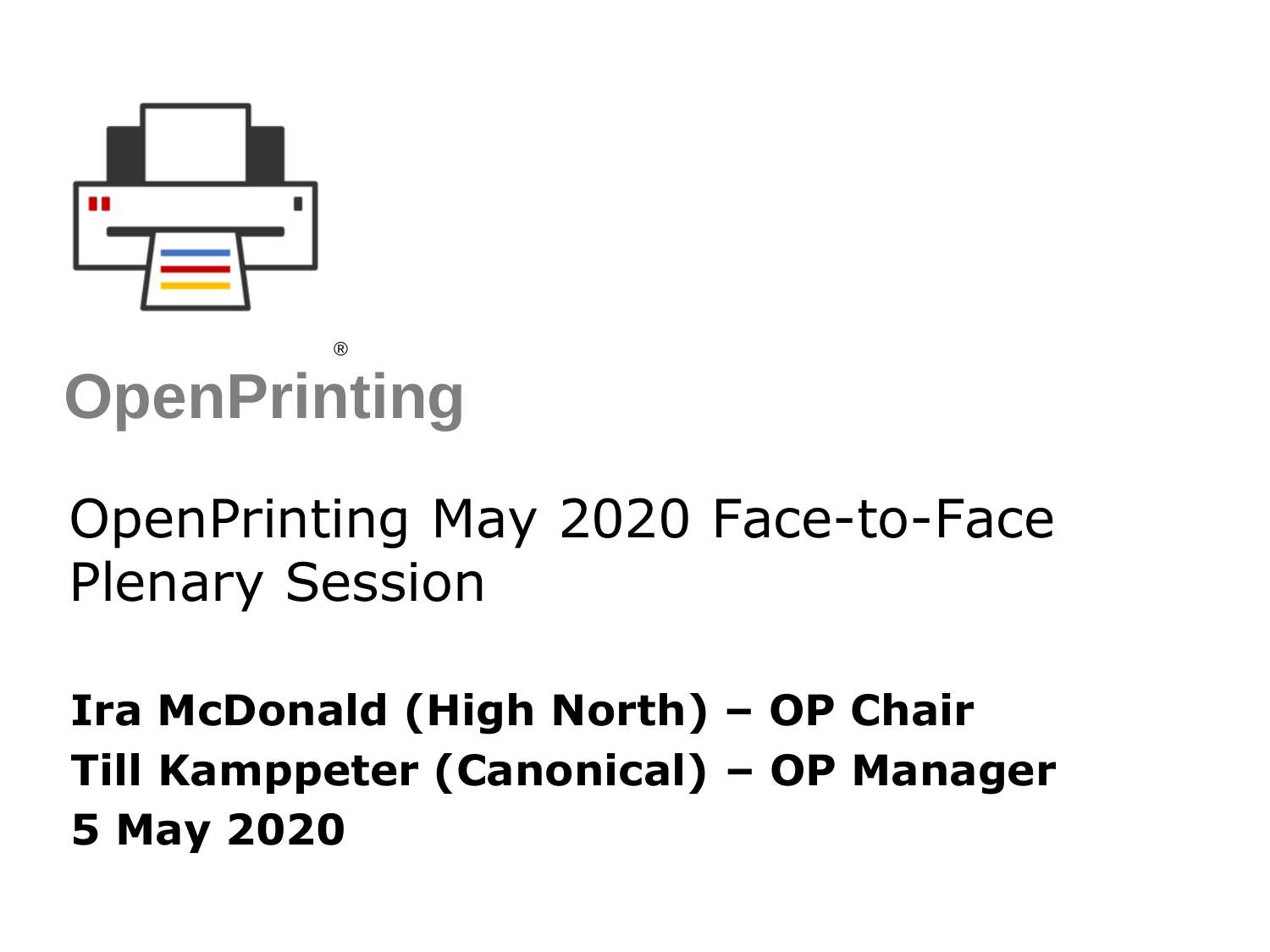OpenPrinting®

# OpenPrinting May 2020 Face-to-Face Plenary Session

**Ira McDonald (High North) – OP Chair**
**Till Kamppeter (Canonical) – OP Manager**
**5 May 2020**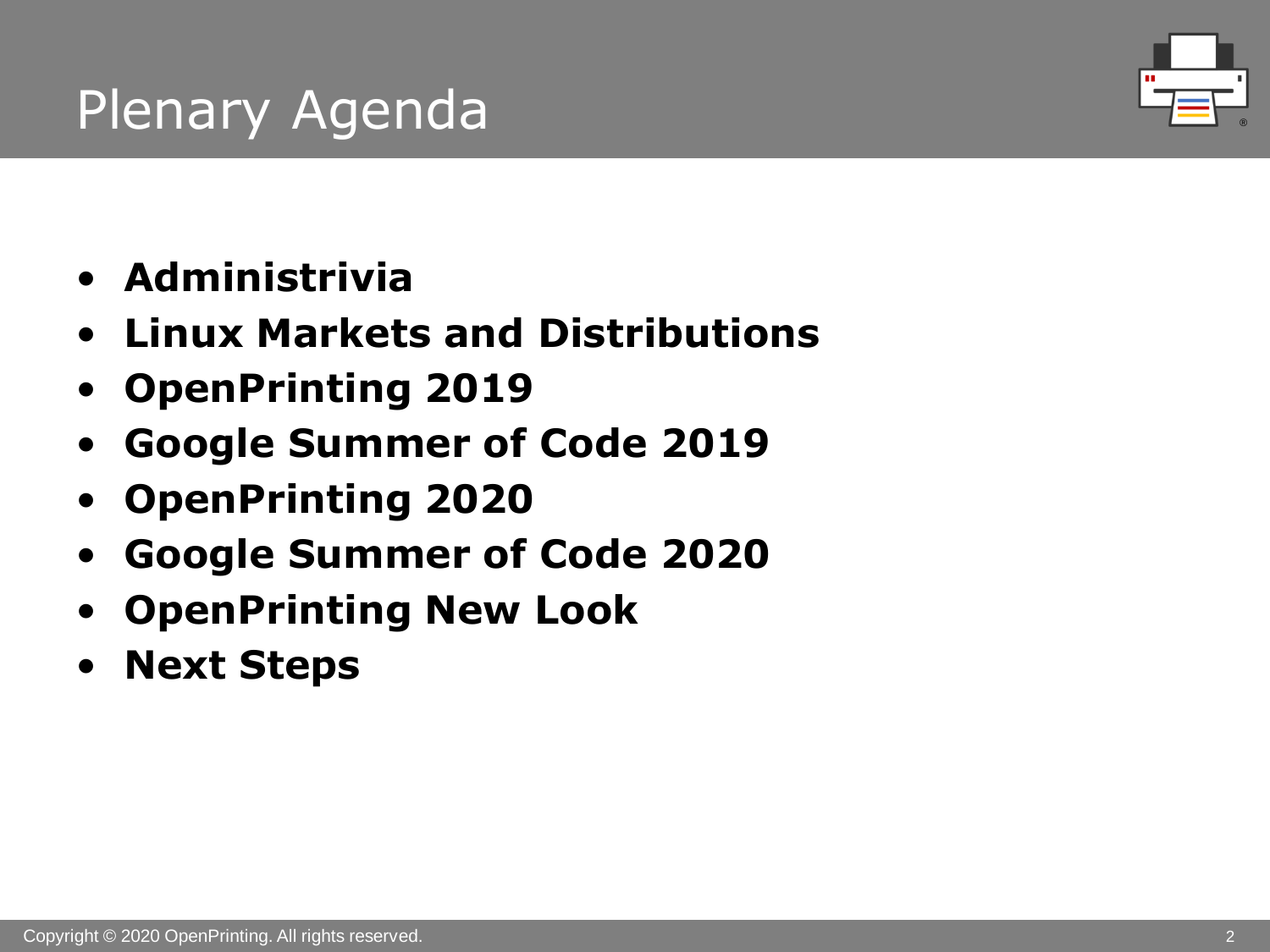# Plenary Agenda

- **Administrivia**
- **Linux Markets and Distributions**
- **OpenPrinting 2019**
- **Google Summer of Code 2019**
- **OpenPrinting 2020**
- **Google Summer of Code 2020**
- **OpenPrinting New Look**
- **Next Steps**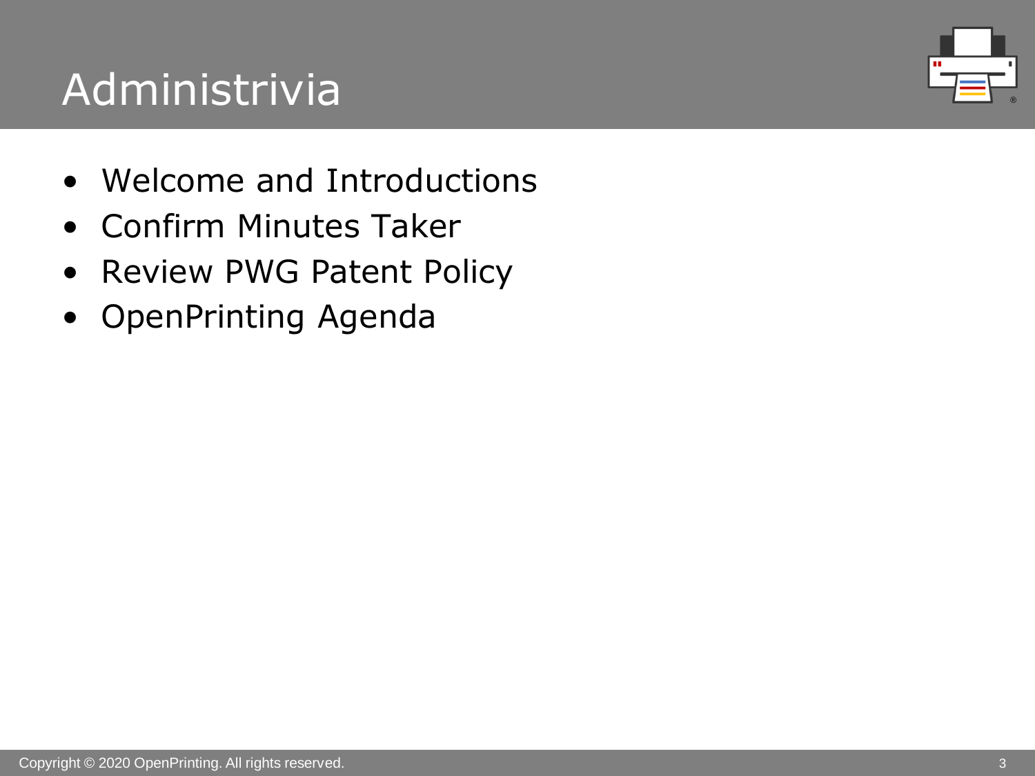# Administrivia

- Welcome and Introductions
- Confirm Minutes Taker
- Review PWG Patent Policy
- OpenPrinting Agenda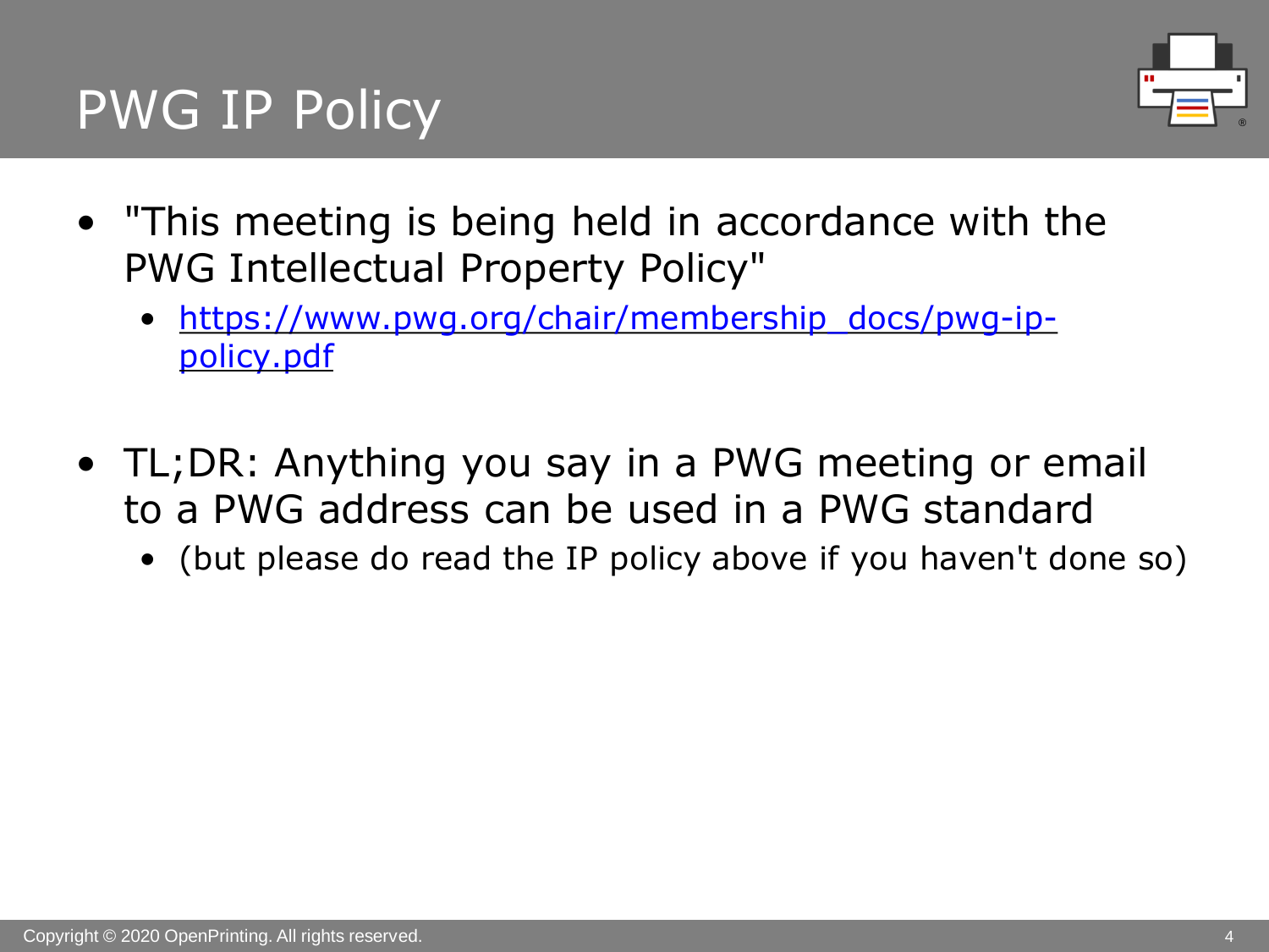# PWG IP Policy

- "This meeting is being held in accordance with the PWG Intellectual Property Policy"
  - https://www.pwg.org/chair/membership_docs/pwg-ip-policy.pdf

- TL;DR: Anything you say in a PWG meeting or email to a PWG address can be used in a PWG standard
  - (but please do read the IP policy above if you haven't done so)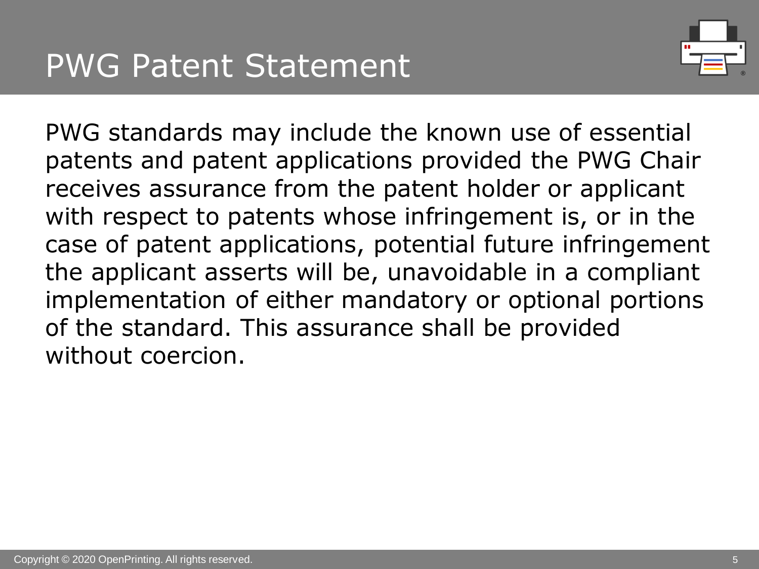# PWG Patent Statement

PWG standards may include the known use of essential patents and patent applications provided the PWG Chair receives assurance from the patent holder or applicant with respect to patents whose infringement is, or in the case of patent applications, potential future infringement the applicant asserts will be, unavoidable in a compliant implementation of either mandatory or optional portions of the standard. This assurance shall be provided without coercion.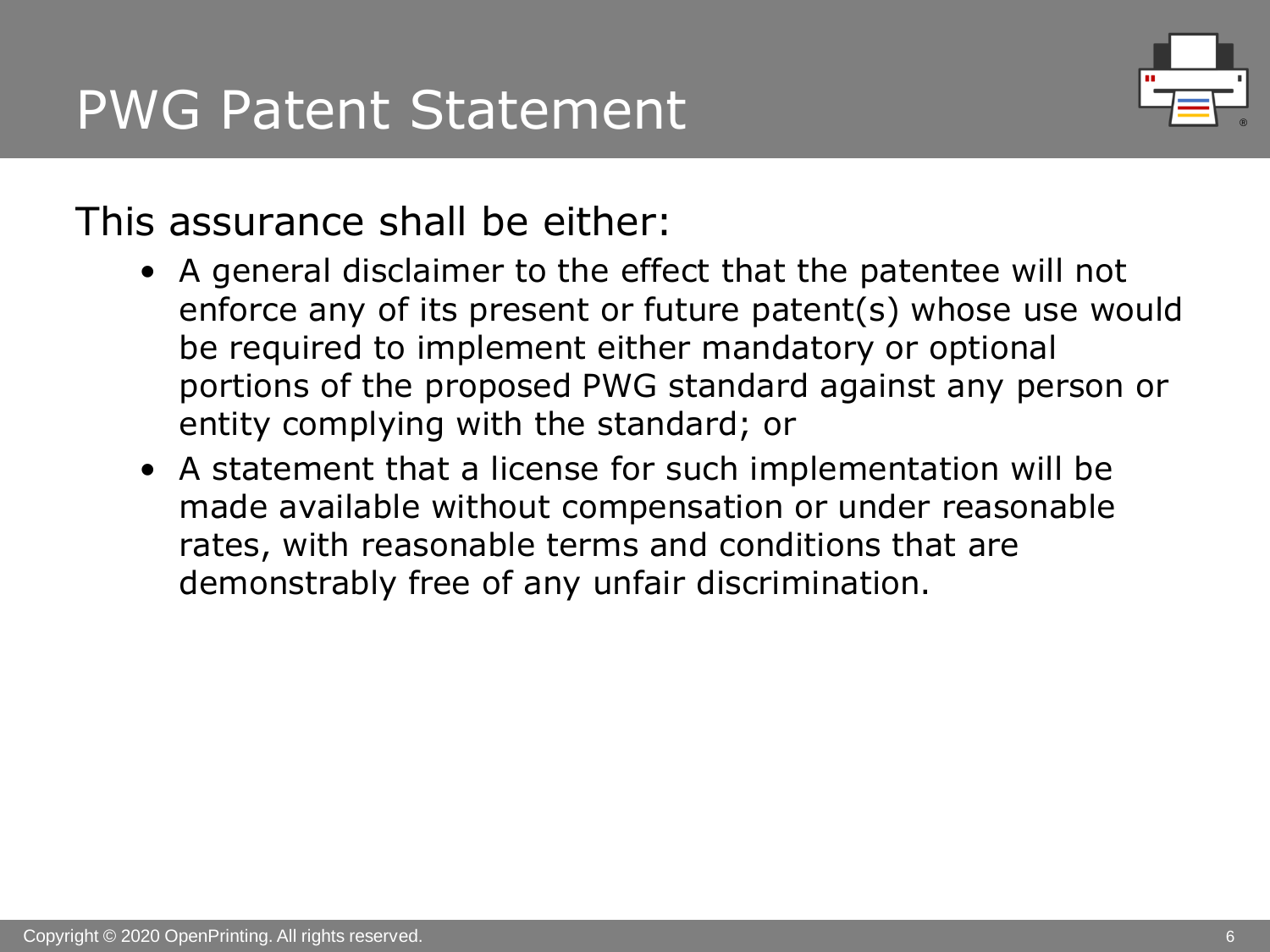# PWG Patent Statement

This assurance shall be either:

- A general disclaimer to the effect that the patentee will not enforce any of its present or future patent(s) whose use would be required to implement either mandatory or optional portions of the proposed PWG standard against any person or entity complying with the standard; or
- A statement that a license for such implementation will be made available without compensation or under reasonable rates, with reasonable terms and conditions that are demonstrably free of any unfair discrimination.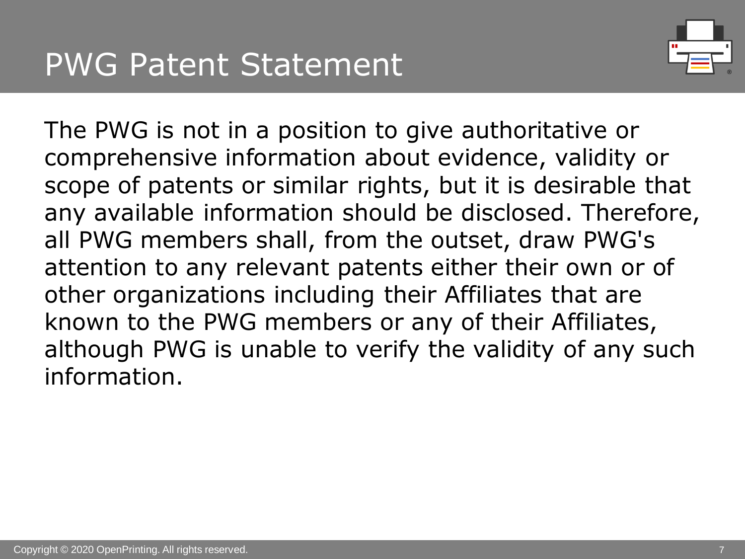# PWG Patent Statement

The PWG is not in a position to give authoritative or comprehensive information about evidence, validity or scope of patents or similar rights, but it is desirable that any available information should be disclosed. Therefore, all PWG members shall, from the outset, draw PWG's attention to any relevant patents either their own or of other organizations including their Affiliates that are known to the PWG members or any of their Affiliates, although PWG is unable to verify the validity of any such information.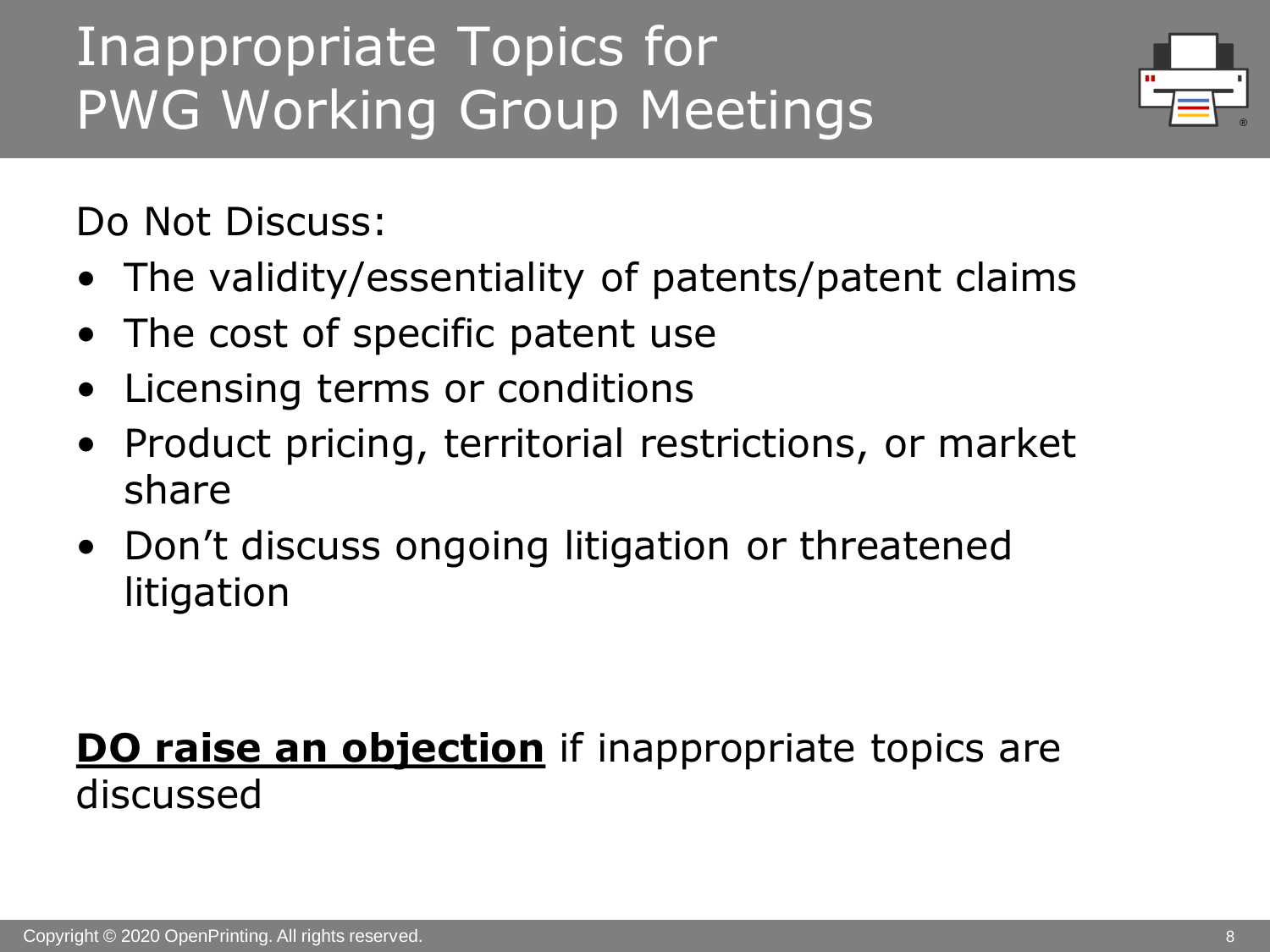# Inappropriate Topics for PWG Working Group Meetings

Do Not Discuss:

- The validity/essentiality of patents/patent claims
- The cost of specific patent use
- Licensing terms or conditions
- Product pricing, territorial restrictions, or market share
- Don't discuss ongoing litigation or threatened litigation

**DO raise an objection** if inappropriate topics are discussed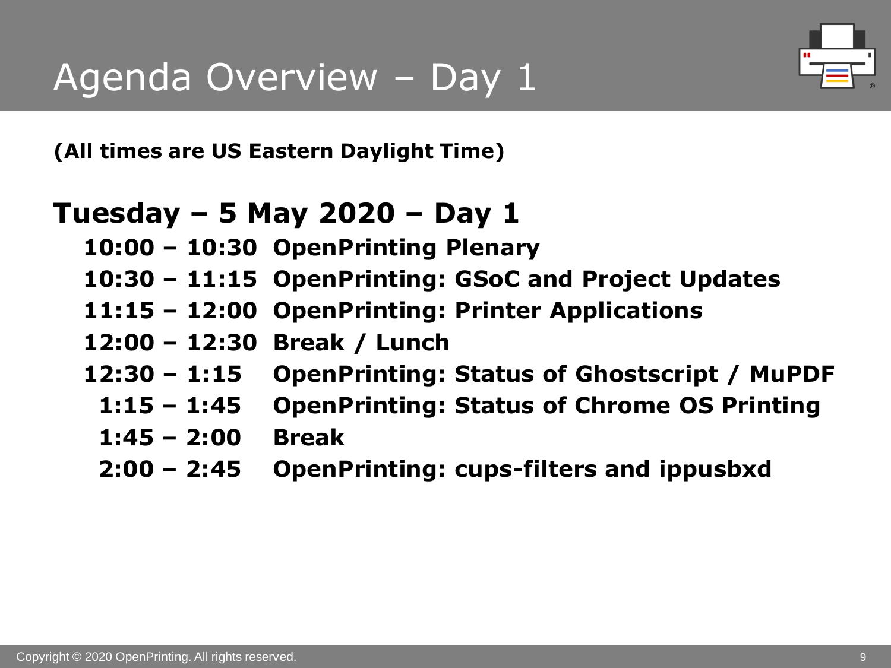# Agenda Overview – Day 1

**(All times are US Eastern Daylight Time)**

## Tuesday – 5 May 2020 – Day 1

- **10:00 – 10:30 OpenPrinting Plenary**
- **10:30 – 11:15 OpenPrinting: GSoC and Project Updates**
- **11:15 – 12:00 OpenPrinting: Printer Applications**
- **12:00 – 12:30 Break / Lunch**
- **12:30 – 1:15 OpenPrinting: Status of Ghostscript / MuPDF**
- **1:15 – 1:45 OpenPrinting: Status of Chrome OS Printing**
- **1:45 – 2:00 Break**
- **2:00 – 2:45 OpenPrinting: cups-filters and ippusbxd**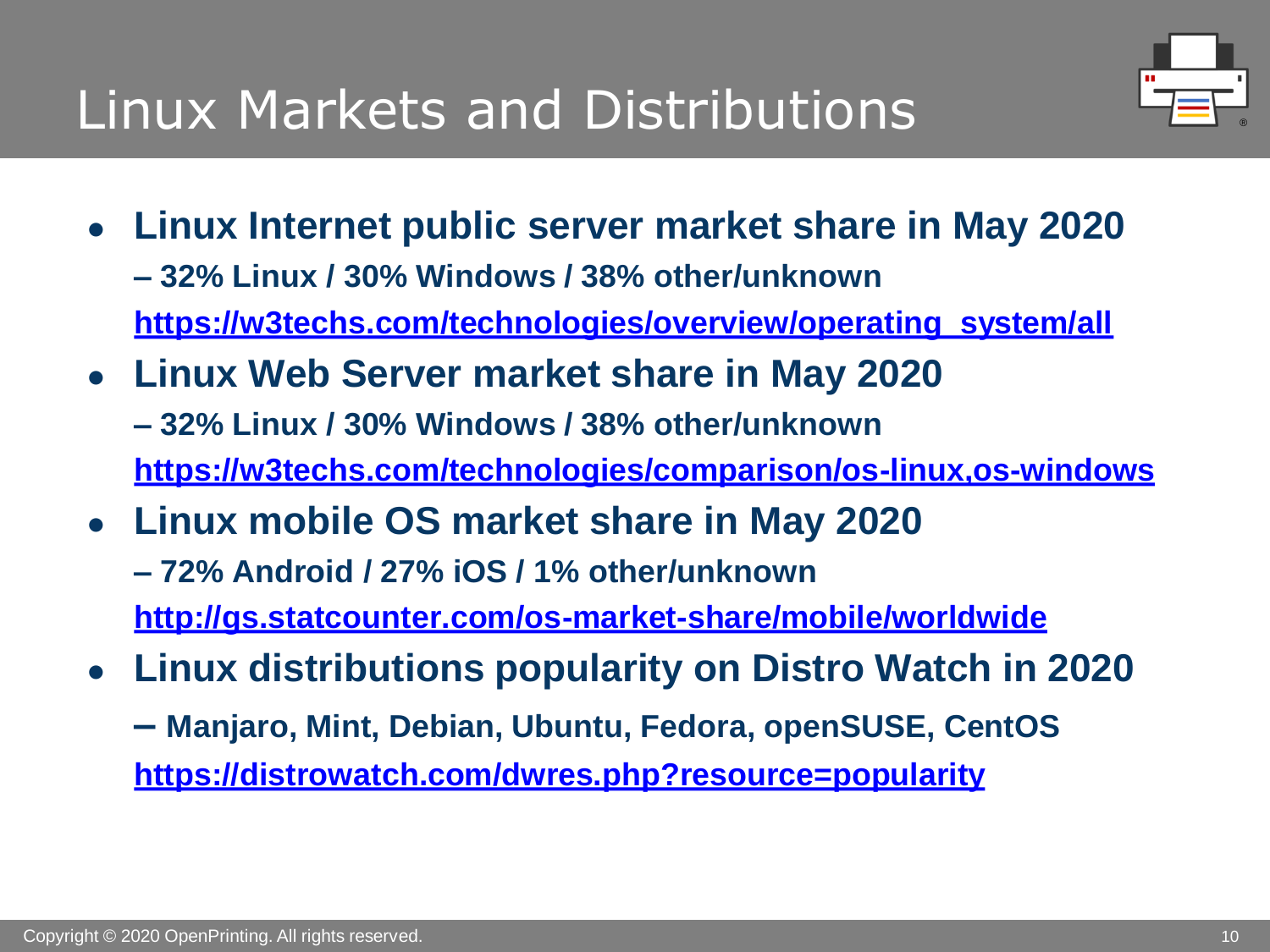# Linux Markets and Distributions

- **Linux Internet public server market share in May 2020**
  **– 32% Linux / 30% Windows / 38% other/unknown**
  **https://w3techs.com/technologies/overview/operating_system/all**
- **Linux Web Server market share in May 2020**
  **– 32% Linux / 30% Windows / 38% other/unknown**
  **https://w3techs.com/technologies/comparison/os-linux,os-windows**
- **Linux mobile OS market share in May 2020**
  **– 72% Android / 27% iOS / 1% other/unknown**
  **http://gs.statcounter.com/os-market-share/mobile/worldwide**
- **Linux distributions popularity on Distro Watch in 2020**
  **– Manjaro, Mint, Debian, Ubuntu, Fedora, openSUSE, CentOS**
  **https://distrowatch.com/dwres.php?resource=popularity**

Copyright © 2020 OpenPrinting. All rights reserved.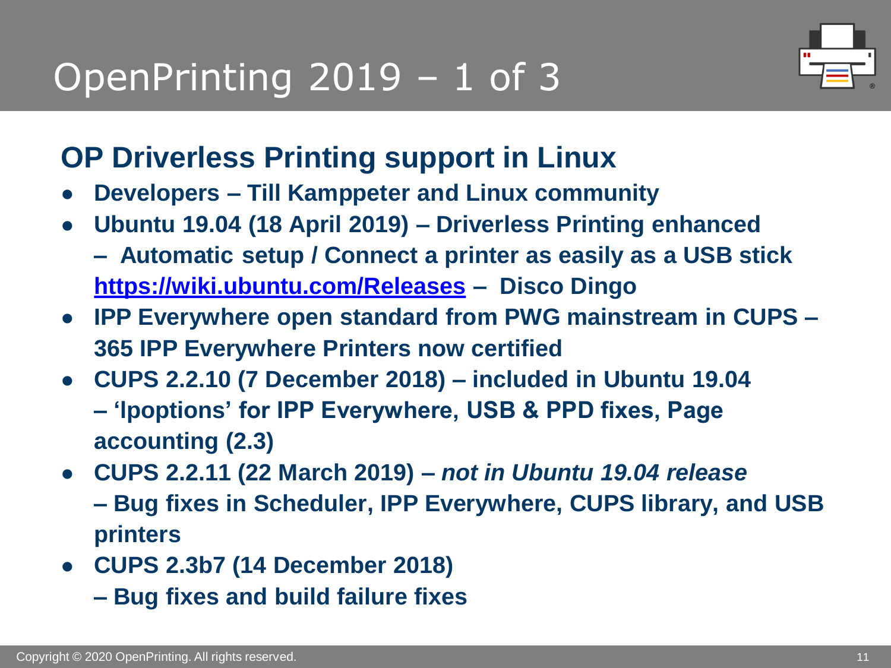# OpenPrinting 2019 – 1 of 3

## OP Driverless Printing support in Linux

- **Developers – Till Kamppeter and Linux community**
- **Ubuntu 19.04 (18 April 2019) – Driverless Printing enhanced – Automatic setup / Connect a printer as easily as a USB stick [https://wiki.ubuntu.com/Releases](https://wiki.ubuntu.com/Releases) – Disco Dingo**
- **IPP Everywhere open standard from PWG mainstream in CUPS – 365 IPP Everywhere Printers now certified**
- **CUPS 2.2.10 (7 December 2018) – included in Ubuntu 19.04 – 'lpoptions' for IPP Everywhere, USB & PPD fixes, Page accounting (2.3)**
- **CUPS 2.2.11 (22 March 2019) – *not in Ubuntu 19.04 release* – Bug fixes in Scheduler, IPP Everywhere, CUPS library, and USB printers**
- **CUPS 2.3b7 (14 December 2018) – Bug fixes and build failure fixes**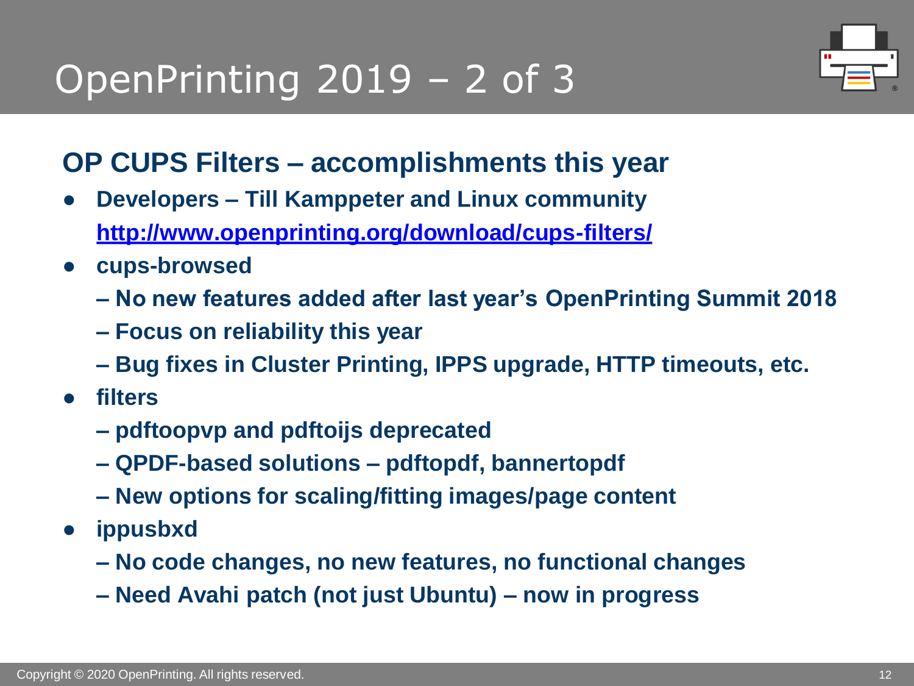# OpenPrinting 2019 – 2 of 3

## OP CUPS Filters – accomplishments this year

- **Developers – Till Kamppeter and Linux community**
  **[http://www.openprinting.org/download/cups-filters/](http://www.openprinting.org/download/cups-filters/)**
- **cups-browsed**
  - **No new features added after last year's OpenPrinting Summit 2018**
  - **Focus on reliability this year**
  - **Bug fixes in Cluster Printing, IPPS upgrade, HTTP timeouts, etc.**
- **filters**
  - **pdftoopvp and pdftoijs deprecated**
  - **QPDF-based solutions – pdftopdf, bannertopdf**
  - **New options for scaling/fitting images/page content**
- **ippusbxd**
  - **No code changes, no new features, no functional changes**
  - **Need Avahi patch (not just Ubuntu) – now in progress**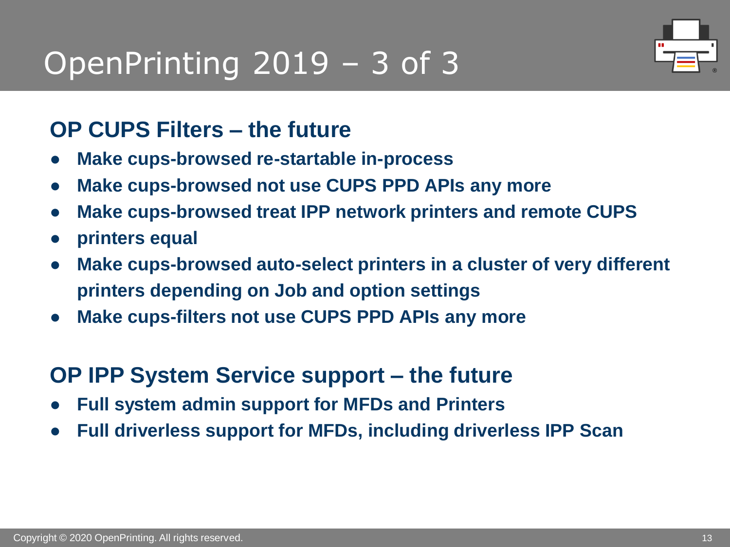# OpenPrinting 2019 – 3 of 3

## OP CUPS Filters – the future

- **Make cups-browsed re-startable in-process**
- **Make cups-browsed not use CUPS PPD APIs any more**
- **Make cups-browsed treat IPP network printers and remote CUPS**
- **printers equal**
- **Make cups-browsed auto-select printers in a cluster of very different printers depending on Job and option settings**
- **Make cups-filters not use CUPS PPD APIs any more**

## OP IPP System Service support – the future

- **Full system admin support for MFDs and Printers**
- **Full driverless support for MFDs, including driverless IPP Scan**

Copyright © 2020 OpenPrinting. All rights reserved.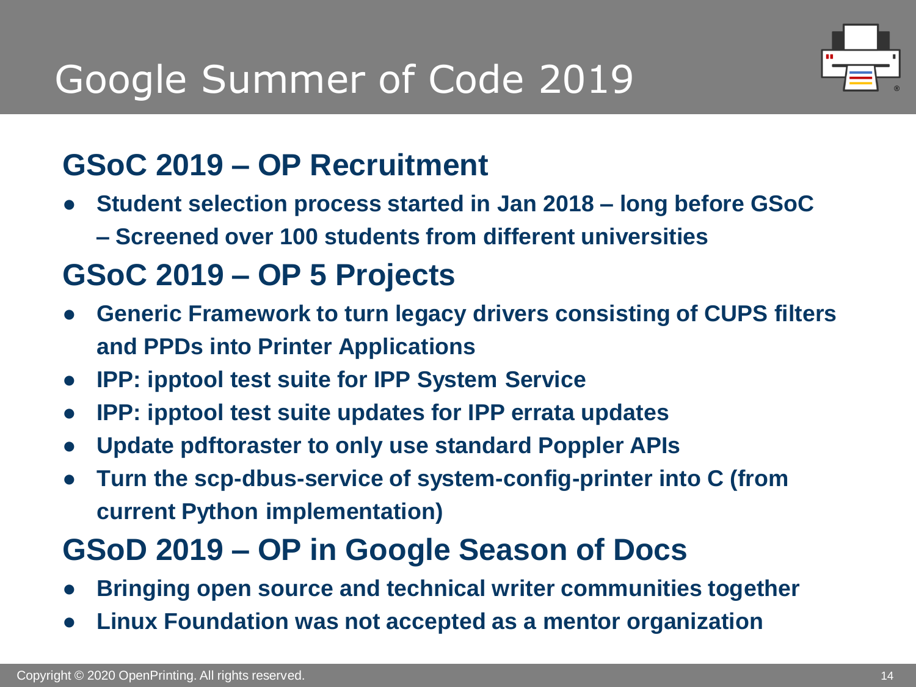# Google Summer of Code 2019

## GSoC 2019 – OP Recruitment

- **Student selection process started in Jan 2018 – long before GSoC – Screened over 100 students from different universities**

## GSoC 2019 – OP 5 Projects

- **Generic Framework to turn legacy drivers consisting of CUPS filters and PPDs into Printer Applications**
- **IPP: ipptool test suite for IPP System Service**
- **IPP: ipptool test suite updates for IPP errata updates**
- **Update pdftoraster to only use standard Poppler APIs**
- **Turn the scp-dbus-service of system-config-printer into C (from current Python implementation)**

## GSoD 2019 – OP in Google Season of Docs

- **Bringing open source and technical writer communities together**
- **Linux Foundation was not accepted as a mentor organization**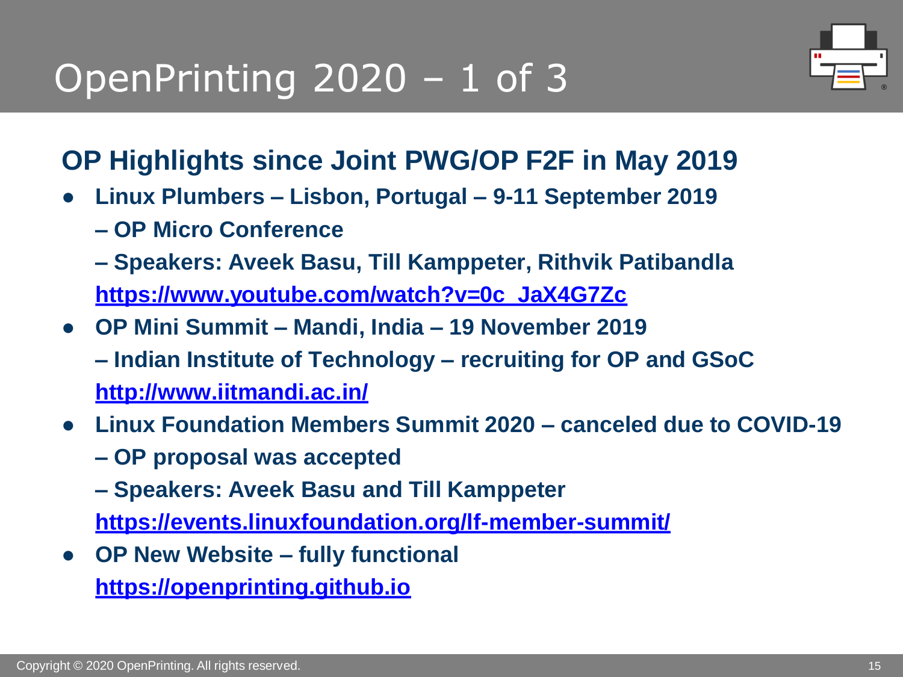# OpenPrinting 2020 – 1 of 3

## OP Highlights since Joint PWG/OP F2F in May 2019

- **Linux Plumbers – Lisbon, Portugal – 9-11 September 2019**
  **– OP Micro Conference**
  **– Speakers: Aveek Basu, Till Kamppeter, Rithvik Patibandla**
  **https://www.youtube.com/watch?v=0c_JaX4G7Zc**
- **OP Mini Summit – Mandi, India – 19 November 2019**
  **– Indian Institute of Technology – recruiting for OP and GSoC**
  **http://www.iitmandi.ac.in/**
- **Linux Foundation Members Summit 2020 – canceled due to COVID-19**
  **– OP proposal was accepted**
  **– Speakers: Aveek Basu and Till Kamppeter**
  **https://events.linuxfoundation.org/lf-member-summit/**
- **OP New Website – fully functional**
  **https://openprinting.github.io**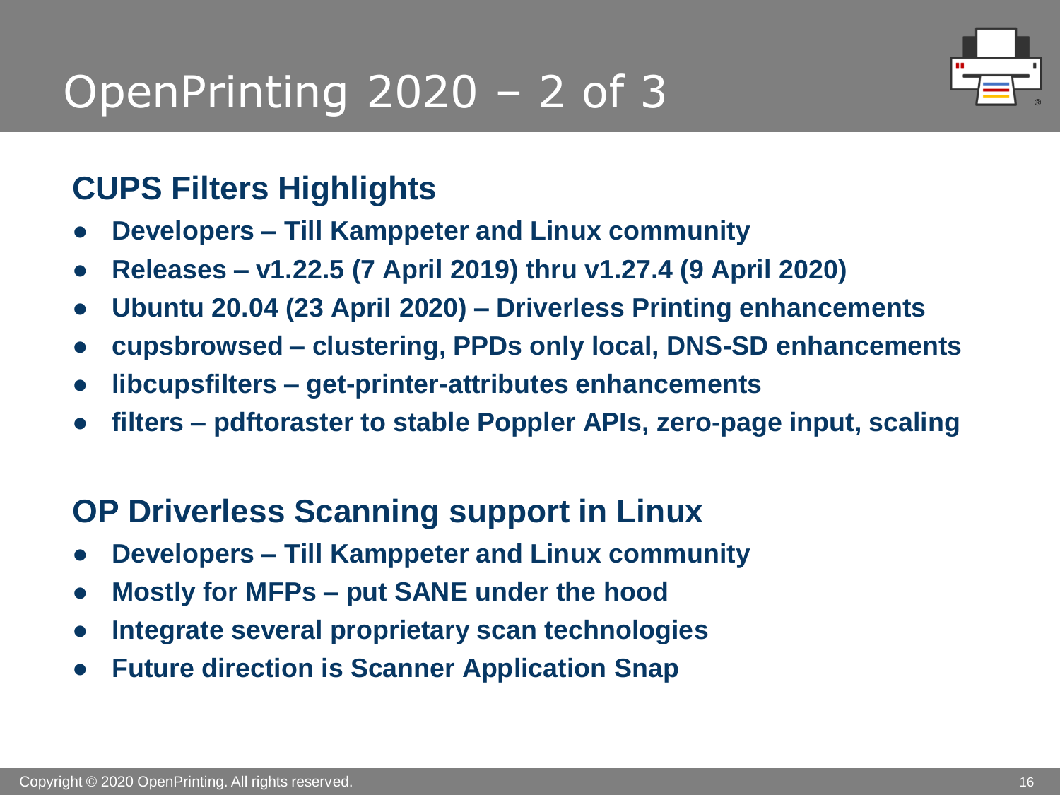# OpenPrinting 2020 – 2 of 3

## CUPS Filters Highlights

- **Developers – Till Kamppeter and Linux community**
- **Releases – v1.22.5 (7 April 2019) thru v1.27.4 (9 April 2020)**
- **Ubuntu 20.04 (23 April 2020) – Driverless Printing enhancements**
- **cupsbrowsed – clustering, PPDs only local, DNS-SD enhancements**
- **libcupsfilters – get-printer-attributes enhancements**
- **filters – pdftoraster to stable Poppler APIs, zero-page input, scaling**

## OP Driverless Scanning support in Linux

- **Developers – Till Kamppeter and Linux community**
- **Mostly for MFPs – put SANE under the hood**
- **Integrate several proprietary scan technologies**
- **Future direction is Scanner Application Snap**

Copyright © 2020 OpenPrinting. All rights reserved.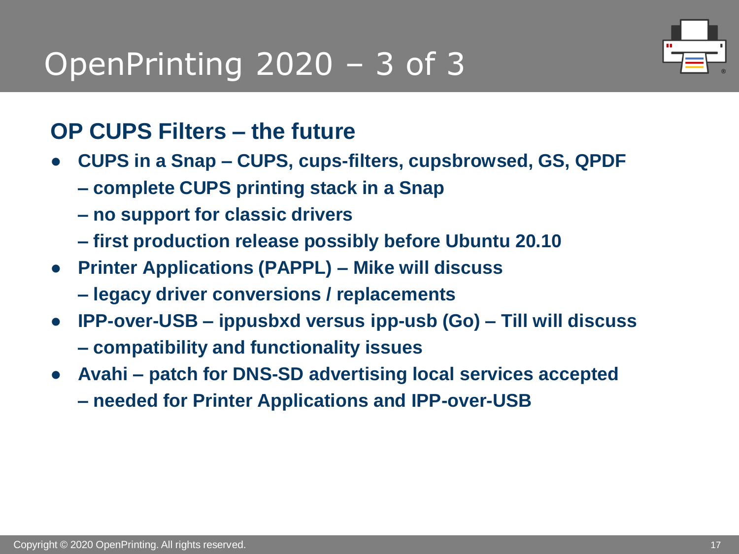# OpenPrinting 2020 – 3 of 3

## OP CUPS Filters – the future

- **CUPS in a Snap – CUPS, cups-filters, cupsbrowsed, GS, QPDF**
  **– complete CUPS printing stack in a Snap**
  **– no support for classic drivers**
  **– first production release possibly before Ubuntu 20.10**
- **Printer Applications (PAPPL) – Mike will discuss**
  **– legacy driver conversions / replacements**
- **IPP-over-USB – ippusbxd versus ipp-usb (Go) – Till will discuss**
  **– compatibility and functionality issues**
- **Avahi – patch for DNS-SD advertising local services accepted**
  **– needed for Printer Applications and IPP-over-USB**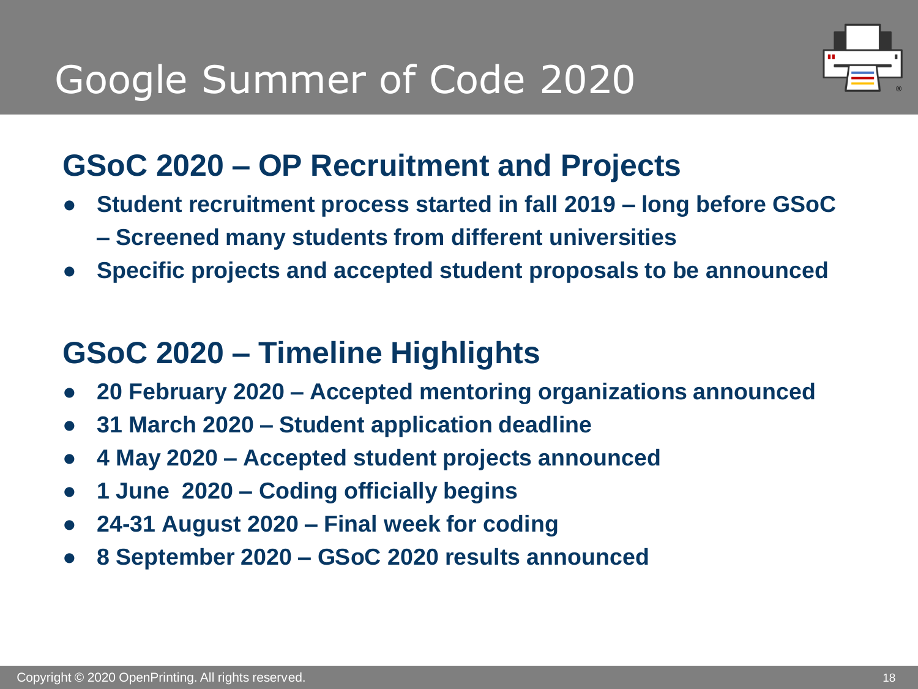# Google Summer of Code 2020

## GSoC 2020 – OP Recruitment and Projects

- **Student recruitment process started in fall 2019 – long before GSoC – Screened many students from different universities**
- **Specific projects and accepted student proposals to be announced**

## GSoC 2020 – Timeline Highlights

- **20 February 2020 – Accepted mentoring organizations announced**
- **31 March 2020 – Student application deadline**
- **4 May 2020 – Accepted student projects announced**
- **1 June 2020 – Coding officially begins**
- **24-31 August 2020 – Final week for coding**
- **8 September 2020 – GSoC 2020 results announced**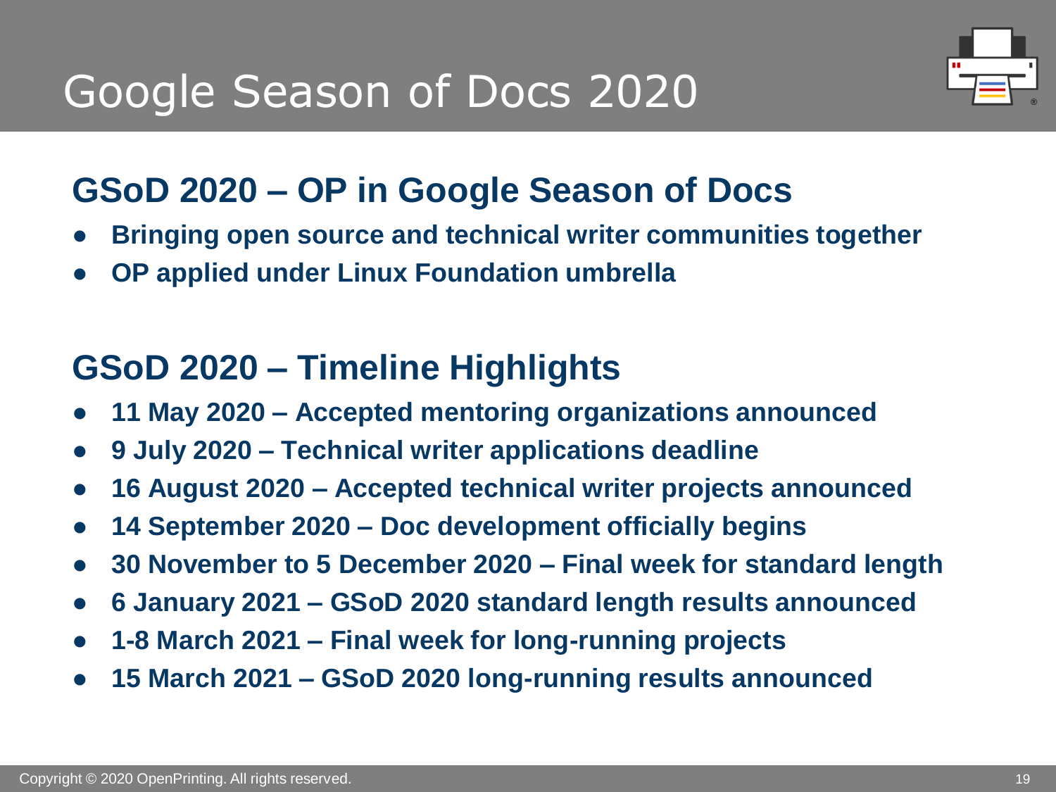# Google Season of Docs 2020

## GSoD 2020 – OP in Google Season of Docs

- **Bringing open source and technical writer communities together**
- **OP applied under Linux Foundation umbrella**

## GSoD 2020 – Timeline Highlights

- **11 May 2020 – Accepted mentoring organizations announced**
- **9 July 2020 – Technical writer applications deadline**
- **16 August 2020 – Accepted technical writer projects announced**
- **14 September 2020 – Doc development officially begins**
- **30 November to 5 December 2020 – Final week for standard length**
- **6 January 2021 – GSoD 2020 standard length results announced**
- **1-8 March 2021 – Final week for long-running projects**
- **15 March 2021 – GSoD 2020 long-running results announced**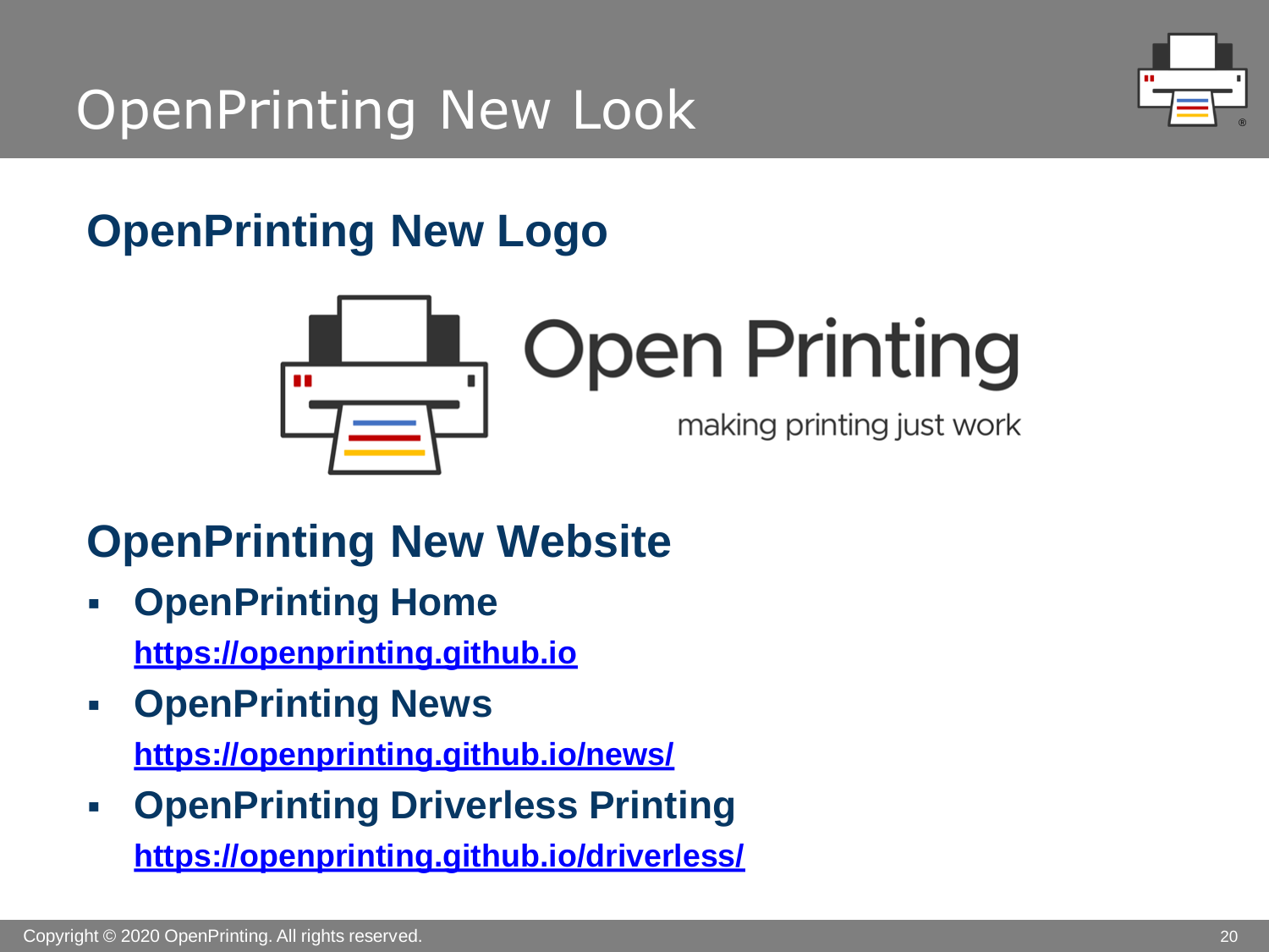# OpenPrinting New Look

## OpenPrinting New Logo

Open Printing

making printing just work

## OpenPrinting New Website

- **OpenPrinting Home**
  **https://openprinting.github.io**
- **OpenPrinting News**
  **https://openprinting.github.io/news/**
- **OpenPrinting Driverless Printing**
  **https://openprinting.github.io/driverless/**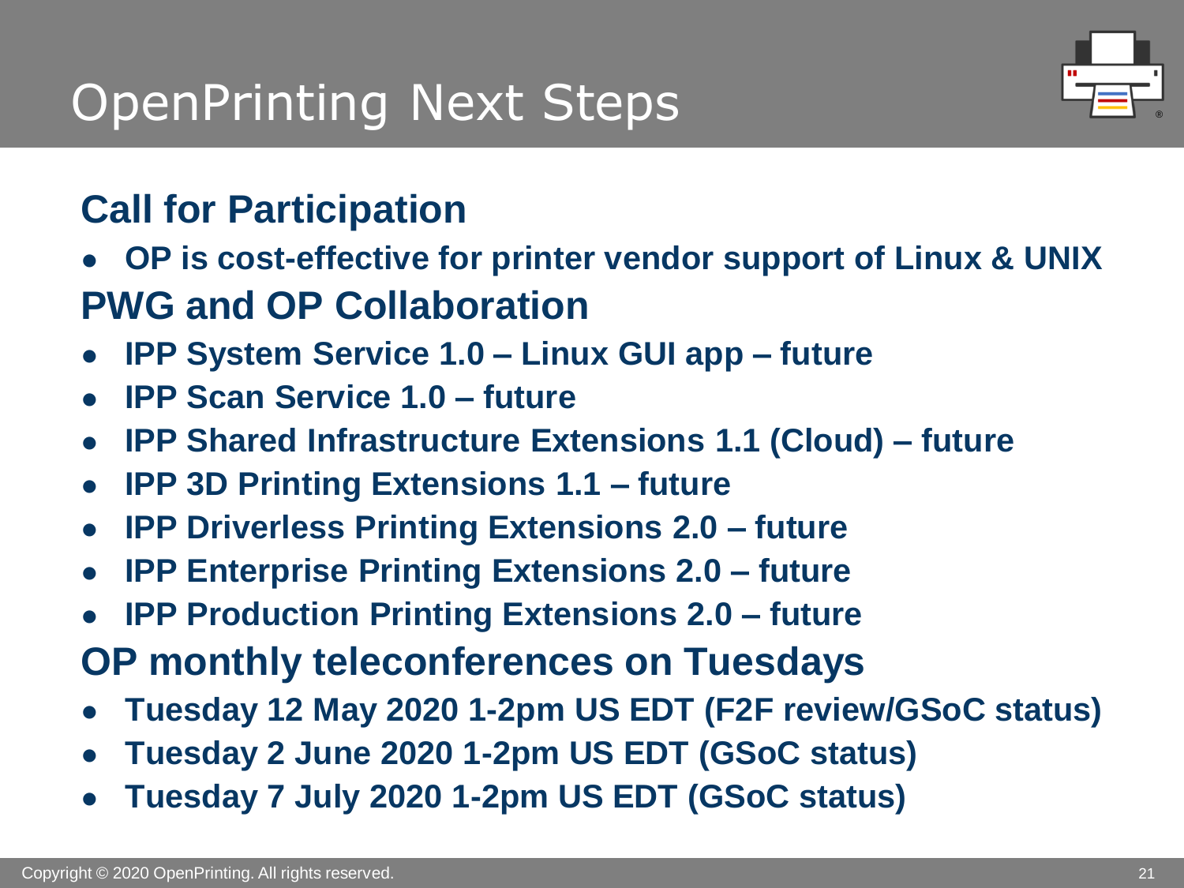# OpenPrinting Next Steps

## Call for Participation

- **OP is cost-effective for printer vendor support of Linux & UNIX**

## PWG and OP Collaboration

- **IPP System Service 1.0 – Linux GUI app – future**
- **IPP Scan Service 1.0 – future**
- **IPP Shared Infrastructure Extensions 1.1 (Cloud) – future**
- **IPP 3D Printing Extensions 1.1 – future**
- **IPP Driverless Printing Extensions 2.0 – future**
- **IPP Enterprise Printing Extensions 2.0 – future**
- **IPP Production Printing Extensions 2.0 – future**

## OP monthly teleconferences on Tuesdays

- **Tuesday 12 May 2020 1-2pm US EDT (F2F review/GSoC status)**
- **Tuesday 2 June 2020 1-2pm US EDT (GSoC status)**
- **Tuesday 7 July 2020 1-2pm US EDT (GSoC status)**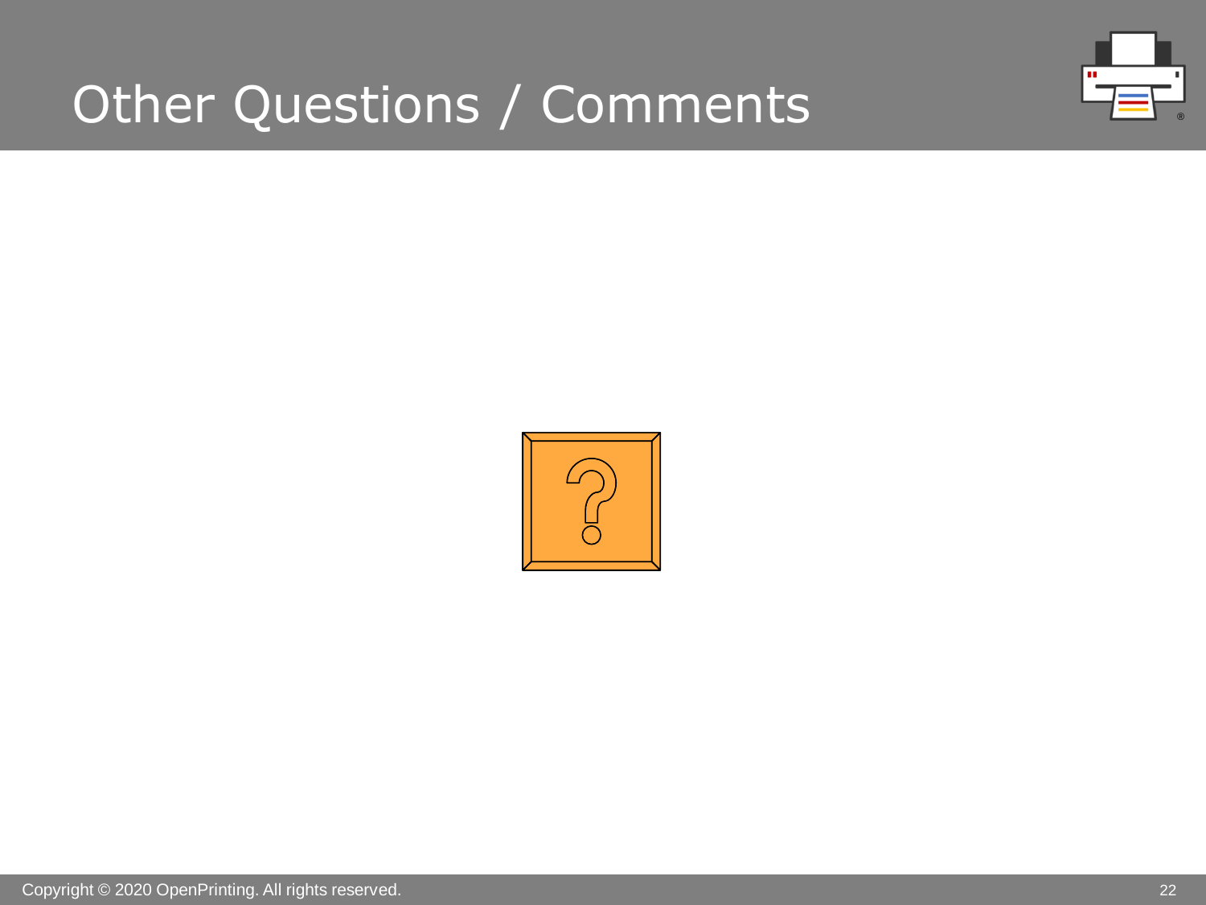# Other Questions / Comments